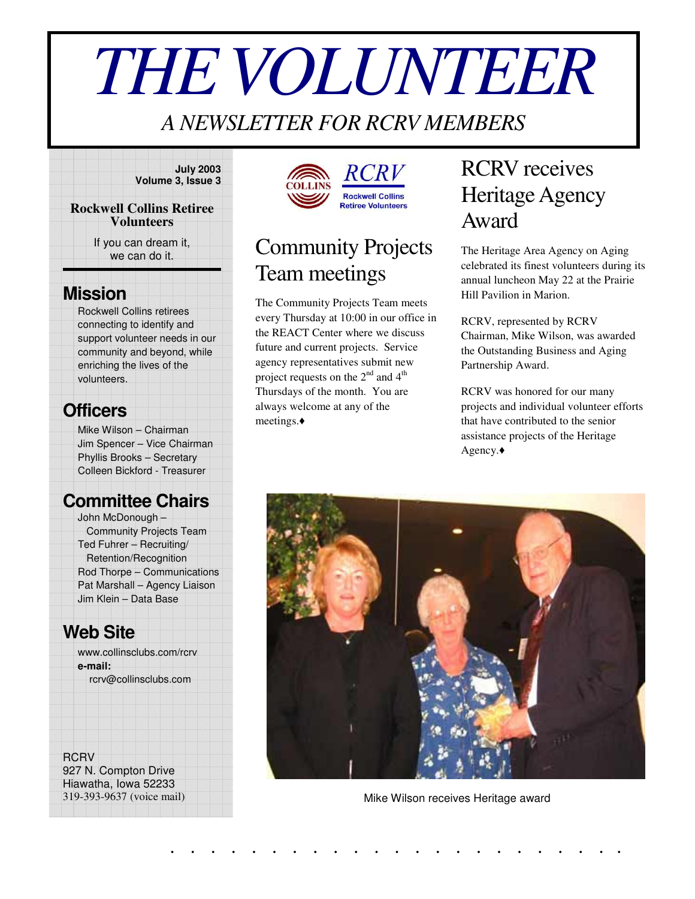# THE VOLUNTEER

*A NEWSLETTER FOR RCRV MEMBERS*

**July 2003**
**Volume 3, Issue 3**

**Rockwell Collins Retiree Volunteers**

If you can dream it,
we can do it.

## Mission

Rockwell Collins retirees connecting to identify and support volunteer needs in our community and beyond, while enriching the lives of the volunteers.

## Officers

Mike Wilson – Chairman
Jim Spencer – Vice Chairman
Phyllis Brooks – Secretary
Colleen Bickford - Treasurer

## Committee Chairs

John McDonough – Community Projects Team
Ted Fuhrer – Recruiting/ Retention/Recognition
Rod Thorpe – Communications
Pat Marshall – Agency Liaison
Jim Klein – Data Base

## Web Site

www.collinsclubs.com/rcrv
**e-mail:**
rcrv@collinsclubs.com

RCRV
927 N. Compton Drive
Hiawatha, Iowa 52233
319-393-9637 (voice mail)

COLLINS RCRV Rockwell Collins Retiree Volunteers

## Community Projects Team meetings

The Community Projects Team meets every Thursday at 10:00 in our office in the REACT Center where we discuss future and current projects. Service agency representatives submit new project requests on the 2nd and 4th Thursdays of the month. You are always welcome at any of the meetings.♦

## RCRV receives Heritage Agency Award

The Heritage Area Agency on Aging celebrated its finest volunteers during its annual luncheon May 22 at the Prairie Hill Pavilion in Marion.

RCRV, represented by RCRV Chairman, Mike Wilson, was awarded the Outstanding Business and Aging Partnership Award.

RCRV was honored for our many projects and individual volunteer efforts that have contributed to the senior assistance projects of the Heritage Agency.♦

Mike Wilson receives Heritage award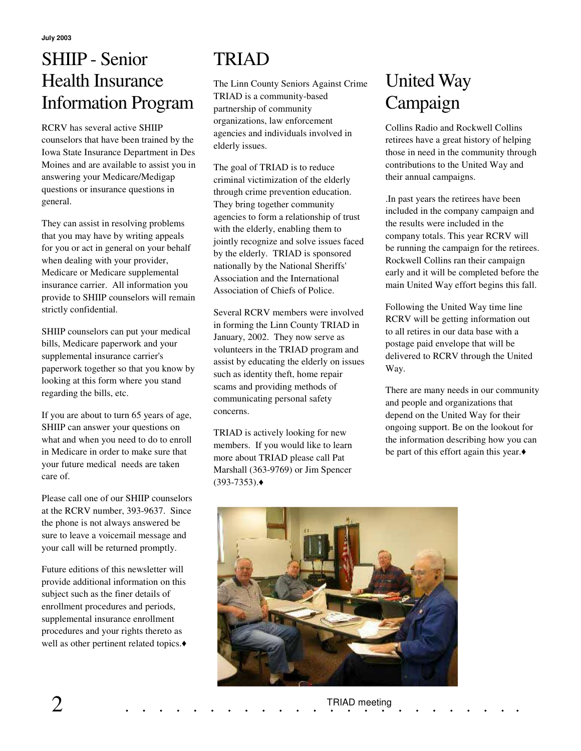# SHIIP - Senior Health Insurance Information Program

RCRV has several active SHIIP counselors that have been trained by the Iowa State Insurance Department in Des Moines and are available to assist you in answering your Medicare/Medigap questions or insurance questions in general.

They can assist in resolving problems that you may have by writing appeals for you or act in general on your behalf when dealing with your provider, Medicare or Medicare supplemental insurance carrier. All information you provide to SHIIP counselors will remain strictly confidential.

SHIIP counselors can put your medical bills, Medicare paperwork and your supplemental insurance carrier's paperwork together so that you know by looking at this form where you stand regarding the bills, etc.

If you are about to turn 65 years of age, SHIIP can answer your questions on what and when you need to do to enroll in Medicare in order to make sure that your future medical needs are taken care of.

Please call one of our SHIIP counselors at the RCRV number, 393-9637. Since the phone is not always answered be sure to leave a voicemail message and your call will be returned promptly.

Future editions of this newsletter will provide additional information on this subject such as the finer details of enrollment procedures and periods, supplemental insurance enrollment procedures and your rights thereto as well as other pertinent related topics.♦

# TRIAD

The Linn County Seniors Against Crime TRIAD is a community-based partnership of community organizations, law enforcement agencies and individuals involved in elderly issues.

The goal of TRIAD is to reduce criminal victimization of the elderly through crime prevention education. They bring together community agencies to form a relationship of trust with the elderly, enabling them to jointly recognize and solve issues faced by the elderly. TRIAD is sponsored nationally by the National Sheriffs' Association and the International Association of Chiefs of Police.

Several RCRV members were involved in forming the Linn County TRIAD in January, 2002. They now serve as volunteers in the TRIAD program and assist by educating the elderly on issues such as identity theft, home repair scams and providing methods of communicating personal safety concerns.

TRIAD is actively looking for new members. If you would like to learn more about TRIAD please call Pat Marshall (363-9769) or Jim Spencer (393-7353).♦

# United Way Campaign

Collins Radio and Rockwell Collins retirees have a great history of helping those in need in the community through contributions to the United Way and their annual campaigns.

.In past years the retirees have been included in the company campaign and the results were included in the company totals. This year RCRV will be running the campaign for the retirees. Rockwell Collins ran their campaign early and it will be completed before the main United Way effort begins this fall.

Following the United Way time line RCRV will be getting information out to all retires in our data base with a postage paid envelope that will be delivered to RCRV through the United Way.

There are many needs in our community and people and organizations that depend on the United Way for their ongoing support. Be on the lookout for the information describing how you can be part of this effort again this year.♦

TRIAD meeting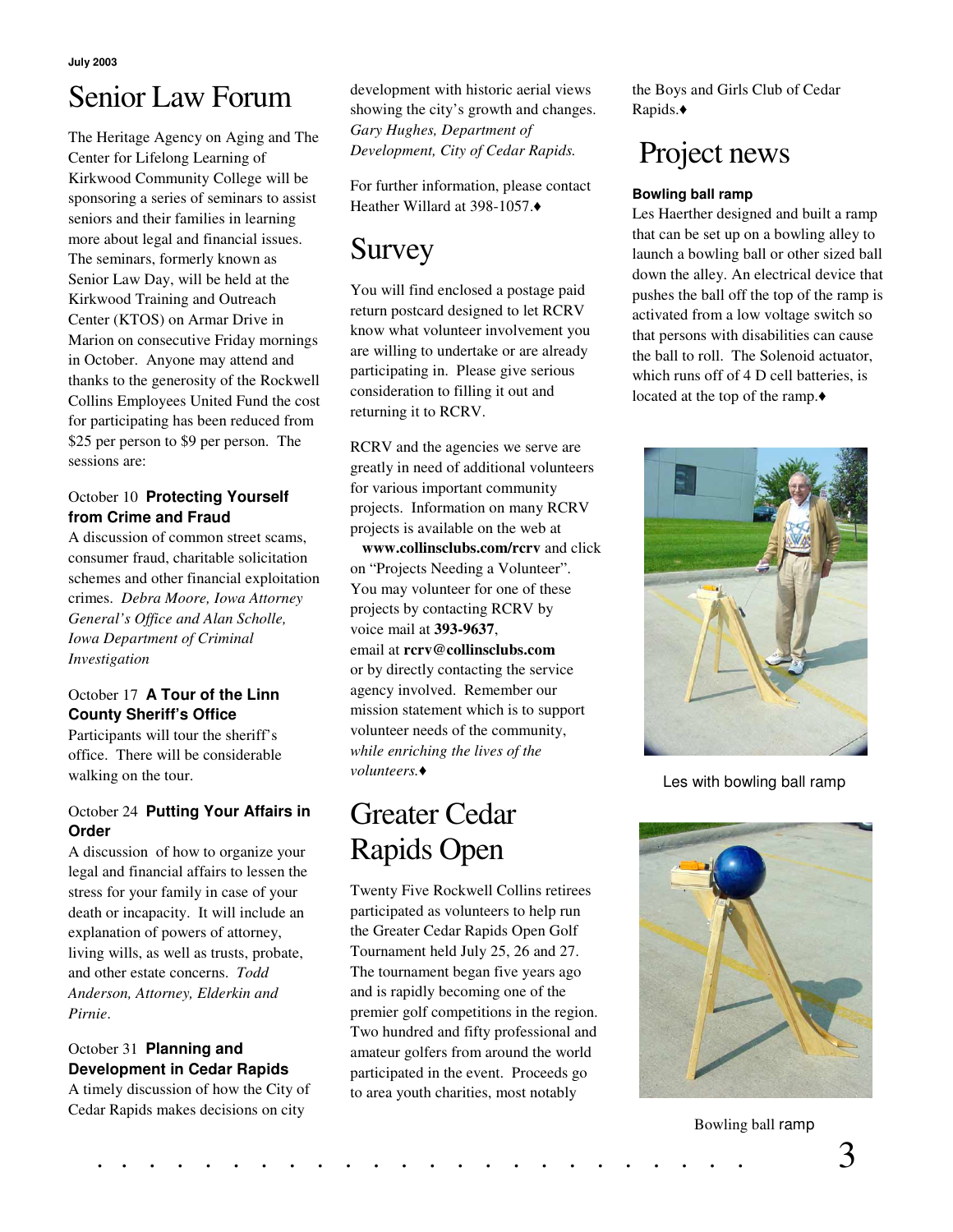# Senior Law Forum

The Heritage Agency on Aging and The Center for Lifelong Learning of Kirkwood Community College will be sponsoring a series of seminars to assist seniors and their families in learning more about legal and financial issues. The seminars, formerly known as Senior Law Day, will be held at the Kirkwood Training and Outreach Center (KTOS) on Armar Drive in Marion on consecutive Friday mornings in October. Anyone may attend and thanks to the generosity of the Rockwell Collins Employees United Fund the cost for participating has been reduced from $25 per person to $9 per person. The sessions are:

October 10 **Protecting Yourself from Crime and Fraud**
A discussion of common street scams, consumer fraud, charitable solicitation schemes and other financial exploitation crimes. *Debra Moore, Iowa Attorney General's Office and Alan Scholle, Iowa Department of Criminal Investigation*

October 17 **A Tour of the Linn County Sheriff's Office**
Participants will tour the sheriff's office. There will be considerable walking on the tour.

October 24 **Putting Your Affairs in Order**
A discussion of how to organize your legal and financial affairs to lessen the stress for your family in case of your death or incapacity. It will include an explanation of powers of attorney, living wills, as well as trusts, probate, and other estate concerns. *Todd Anderson, Attorney, Elderkin and Pirnie*.

October 31 **Planning and Development in Cedar Rapids**
A timely discussion of how the City of Cedar Rapids makes decisions on city development with historic aerial views showing the city's growth and changes. *Gary Hughes, Department of Development, City of Cedar Rapids.*

For further information, please contact Heather Willard at 398-1057.♦

# Survey

You will find enclosed a postage paid return postcard designed to let RCRV know what volunteer involvement you are willing to undertake or are already participating in. Please give serious consideration to filling it out and returning it to RCRV.

RCRV and the agencies we serve are greatly in need of additional volunteers for various important community projects. Information on many RCRV projects is available on the web at **www.collinsclubs.com/rcrv** and click on "Projects Needing a Volunteer". You may volunteer for one of these projects by contacting RCRV by voice mail at **393-9637**, email at **rcrv@collinsclubs.com** or by directly contacting the service agency involved. Remember our mission statement which is to support volunteer needs of the community, *while enriching the lives of the volunteers.*♦

# Greater Cedar Rapids Open

Twenty Five Rockwell Collins retirees participated as volunteers to help run the Greater Cedar Rapids Open Golf Tournament held July 25, 26 and 27. The tournament began five years ago and is rapidly becoming one of the premier golf competitions in the region. Two hundred and fifty professional and amateur golfers from around the world participated in the event. Proceeds go to area youth charities, most notably the Boys and Girls Club of Cedar Rapids.♦

# Project news

**Bowling ball ramp**

Les Haerther designed and built a ramp that can be set up on a bowling alley to launch a bowling ball or other sized ball down the alley. An electrical device that pushes the ball off the top of the ramp is activated from a low voltage switch so that persons with disabilities can cause the ball to roll. The Solenoid actuator, which runs off of 4 D cell batteries, is located at the top of the ramp.♦

Les with bowling ball ramp

Bowling ball ramp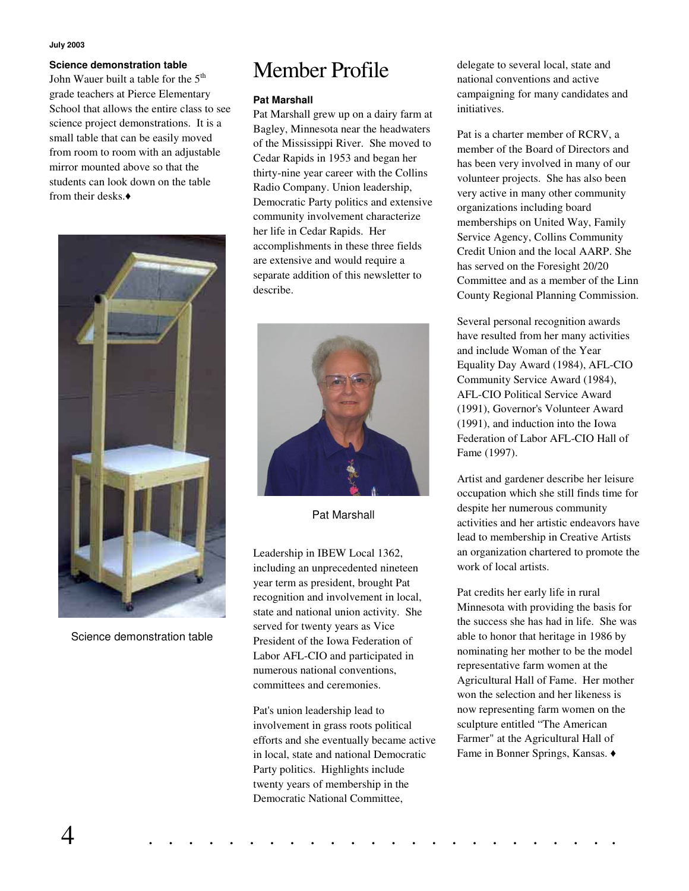### Science demonstration table

John Wauer built a table for the 5th grade teachers at Pierce Elementary School that allows the entire class to see science project demonstrations. It is a small table that can be easily moved from room to room with an adjustable mirror mounted above so that the students can look down on the table from their desks.♦

Science demonstration table

# Member Profile

### Pat Marshall

Pat Marshall grew up on a dairy farm at Bagley, Minnesota near the headwaters of the Mississippi River. She moved to Cedar Rapids in 1953 and began her thirty-nine year career with the Collins Radio Company. Union leadership, Democratic Party politics and extensive community involvement characterize her life in Cedar Rapids. Her accomplishments in these three fields are extensive and would require a separate addition of this newsletter to describe.

Pat Marshall

Leadership in IBEW Local 1362, including an unprecedented nineteen year term as president, brought Pat recognition and involvement in local, state and national union activity. She served for twenty years as Vice President of the Iowa Federation of Labor AFL-CIO and participated in numerous national conventions, committees and ceremonies.

Pat's union leadership lead to involvement in grass roots political efforts and she eventually became active in local, state and national Democratic Party politics. Highlights include twenty years of membership in the Democratic National Committee, delegate to several local, state and national conventions and active campaigning for many candidates and initiatives.

Pat is a charter member of RCRV, a member of the Board of Directors and has been very involved in many of our volunteer projects. She has also been very active in many other community organizations including board memberships on United Way, Family Service Agency, Collins Community Credit Union and the local AARP. She has served on the Foresight 20/20 Committee and as a member of the Linn County Regional Planning Commission.

Several personal recognition awards have resulted from her many activities and include Woman of the Year Equality Day Award (1984), AFL-CIO Community Service Award (1984), AFL-CIO Political Service Award (1991), Governor's Volunteer Award (1991), and induction into the Iowa Federation of Labor AFL-CIO Hall of Fame (1997).

Artist and gardener describe her leisure occupation which she still finds time for despite her numerous community activities and her artistic endeavors have lead to membership in Creative Artists an organization chartered to promote the work of local artists.

Pat credits her early life in rural Minnesota with providing the basis for the success she has had in life. She was able to honor that heritage in 1986 by nominating her mother to be the model representative farm women at the Agricultural Hall of Fame. Her mother won the selection and her likeness is now representing farm women on the sculpture entitled "The American Farmer" at the Agricultural Hall of Fame in Bonner Springs, Kansas. ♦